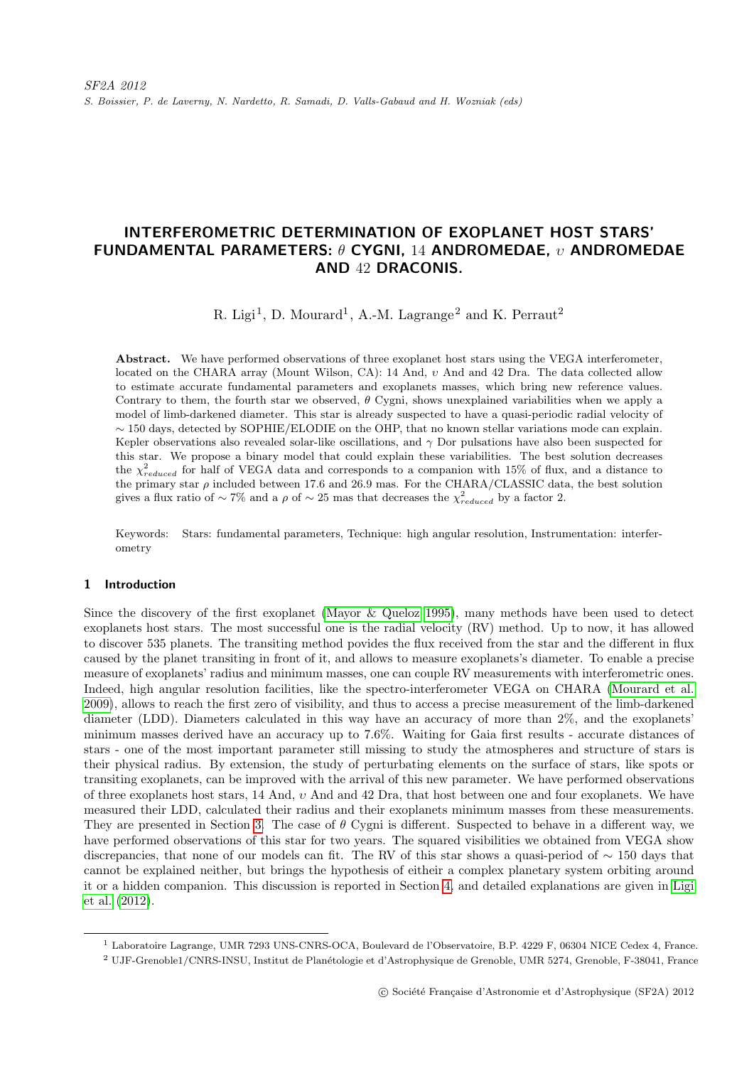# INTERFEROMETRIC DETERMINATION OF EXOPLANET HOST STARS' FUNDAMENTAL PARAMETERS: $\theta$ CYGNI, 14 ANDROMEDAE, $\upsilon$ ANDROMEDAE AND 42 DRACONIS.

R. Ligi[1], D. Mourard[1], A.-M. Lagrange[2] and K. Perraut[2]

**Abstract.** We have performed observations of three exoplanet host stars using the VEGA interferometer, located on the CHARA array (Mount Wilson, CA): 14 And, $\upsilon$ And and 42 Dra. The data collected allow to estimate accurate fundamental parameters and exoplanets masses, which bring new reference values. Contrary to them, the fourth star we observed, $\theta$ Cygni, shows unexplained variabilities when we apply a model of limb-darkened diameter. This star is already suspected to have a quasi-periodic radial velocity of $\sim$ 150 days, detected by SOPHIE/ELODIE on the OHP, that no known stellar variations mode can explain. Kepler observations also revealed solar-like oscillations, and $\gamma$ Dor pulsations have also been suspected for this star. We propose a binary model that could explain these variabilities. The best solution decreases the $\chi^2_{reduced}$ for half of VEGA data and corresponds to a companion with 15% of flux, and a distance to the primary star $\rho$ included between 17.6 and 26.9 mas. For the CHARA/CLASSIC data, the best solution gives a flux ratio of $\sim$ 7% and a $\rho$ of $\sim$ 25 mas that decreases the $\chi^2_{reduced}$ by a factor 2.

Keywords: Stars: fundamental parameters, Technique: high angular resolution, Instrumentation: interferometry

## 1 Introduction

Since the discovery of the first exoplanet (Mayor & Queloz 1995), many methods have been used to detect exoplanets host stars. The most successful one is the radial velocity (RV) method. Up to now, it has allowed to discover 535 planets. The transiting method povides the flux received from the star and the different in flux caused by the planet transiting in front of it, and allows to measure exoplanets's diameter. To enable a precise measure of exoplanets' radius and minimum masses, one can couple RV measurements with interferometric ones. Indeed, high angular resolution facilities, like the spectro-interferometer VEGA on CHARA (Mourard et al. 2009), allows to reach the first zero of visibility, and thus to access a precise measurement of the limb-darkened diameter (LDD). Diameters calculated in this way have an accuracy of more than 2%, and the exoplanets' minimum masses derived have an accuracy up to 7.6%. Waiting for Gaia first results - accurate distances of stars - one of the most important parameter still missing to study the atmospheres and structure of stars is their physical radius. By extension, the study of perturbating elements on the surface of stars, like spots or transiting exoplanets, can be improved with the arrival of this new parameter. We have performed observations of three exoplanets host stars, 14 And, $\upsilon$ And and 42 Dra, that host between one and four exoplanets. We have measured their LDD, calculated their radius and their exoplanets minimum masses from these measurements. They are presented in Section 3. The case of $\theta$ Cygni is different. Suspected to behave in a different way, we have performed observations of this star for two years. The squared visibilities we obtained from VEGA show discrepancies, that none of our models can fit. The RV of this star shows a quasi-period of $\sim$ 150 days that cannot be explained neither, but brings the hypothesis of eitheir a complex planetary system orbiting around it or a hidden companion. This discussion is reported in Section 4, and detailed explanations are given in Ligi et al. (2012).

---

[1] Laboratoire Lagrange, UMR 7293 UNS-CNRS-OCA, Boulevard de l'Observatoire, B.P. 4229 F, 06304 NICE Cedex 4, France.

[2] UJF-Grenoble1/CNRS-INSU, Institut de Planétologie et d'Astrophysique de Grenoble, UMR 5274, Grenoble, F-38041, France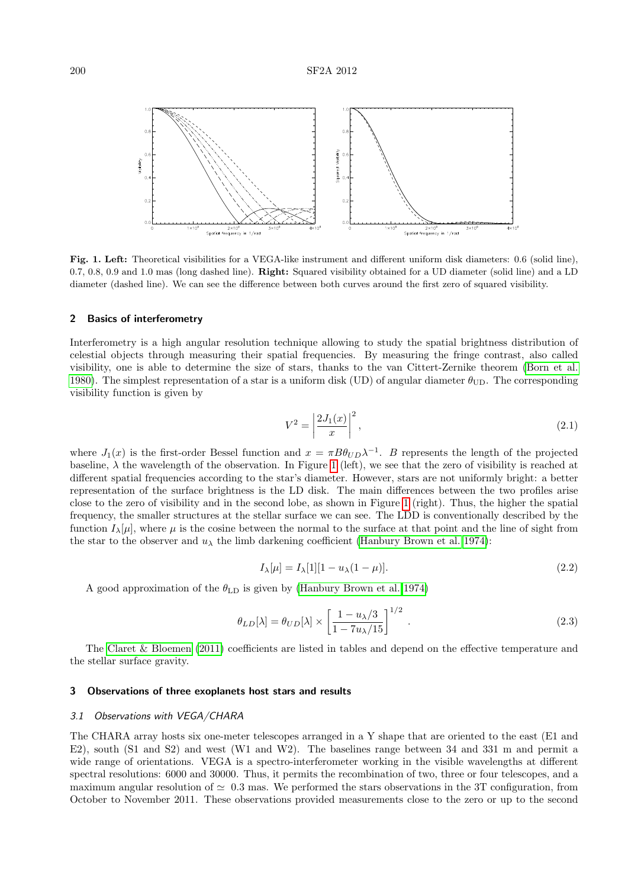**Fig. 1. Left:** Theoretical visibilities for a VEGA-like instrument and different uniform disk diameters: 0.6 (solid line), 0.7, 0.8, 0.9 and 1.0 mas (long dashed line). **Right:** Squared visibility obtained for a UD diameter (solid line) and a LD diameter (dashed line). We can see the difference between both curves around the first zero of squared visibility.

## 2 Basics of interferometry

Interferometry is a high angular resolution technique allowing to study the spatial brightness distribution of celestial objects through measuring their spatial frequencies. By measuring the fringe contrast, also called visibility, one is able to determine the size of stars, thanks to the van Cittert-Zernike theorem (Born et al. 1980). The simplest representation of a star is a uniform disk (UD) of angular diameter $\theta_{\mathrm{UD}}$. The corresponding visibility function is given by

$$V^2 = \left| \frac{2J_1(x)}{x} \right|^2, \tag{2.1}$$

where $J_1(x)$ is the first-order Bessel function and $x = \pi B \theta_{UD} \lambda^{-1}$. $B$ represents the length of the projected baseline, $\lambda$ the wavelength of the observation. In Figure 1 (left), we see that the zero of visibility is reached at different spatial frequencies according to the star's diameter. However, stars are not uniformly bright: a better representation of the surface brightness is the LD disk. The main differences between the two profiles arise close to the zero of visibility and in the second lobe, as shown in Figure 1 (right). Thus, the higher the spatial frequency, the smaller structures at the stellar surface we can see. The LDD is conventionally described by the function $I_\lambda[\mu]$, where $\mu$ is the cosine between the normal to the surface at that point and the line of sight from the star to the observer and $u_\lambda$ the limb darkening coefficient (Hanbury Brown et al. 1974):

$$I_\lambda[\mu] = I_\lambda[1][1 - u_\lambda(1 - \mu)]. \tag{2.2}$$

A good approximation of the $\theta_{\mathrm{LD}}$ is given by (Hanbury Brown et al. 1974)

$$\theta_{LD}[\lambda] = \theta_{UD}[\lambda] \times \left[ \frac{1 - u_\lambda/3}{1 - 7u_\lambda/15} \right]^{1/2}. \tag{2.3}$$

The Claret & Bloemen (2011) coefficients are listed in tables and depend on the effective temperature and the stellar surface gravity.

## 3 Observations of three exoplanets host stars and results

### 3.1 Observations with VEGA/CHARA

The CHARA array hosts six one-meter telescopes arranged in a Y shape that are oriented to the east (E1 and E2), south (S1 and S2) and west (W1 and W2). The baselines range between 34 and 331 m and permit a wide range of orientations. VEGA is a spectro-interferometer working in the visible wavelengths at different spectral resolutions: 6000 and 30000. Thus, it permits the recombination of two, three or four telescopes, and a maximum angular resolution of $\simeq$ 0.3 mas. We performed the stars observations in the 3T configuration, from October to November 2011. These observations provided measurements close to the zero or up to the second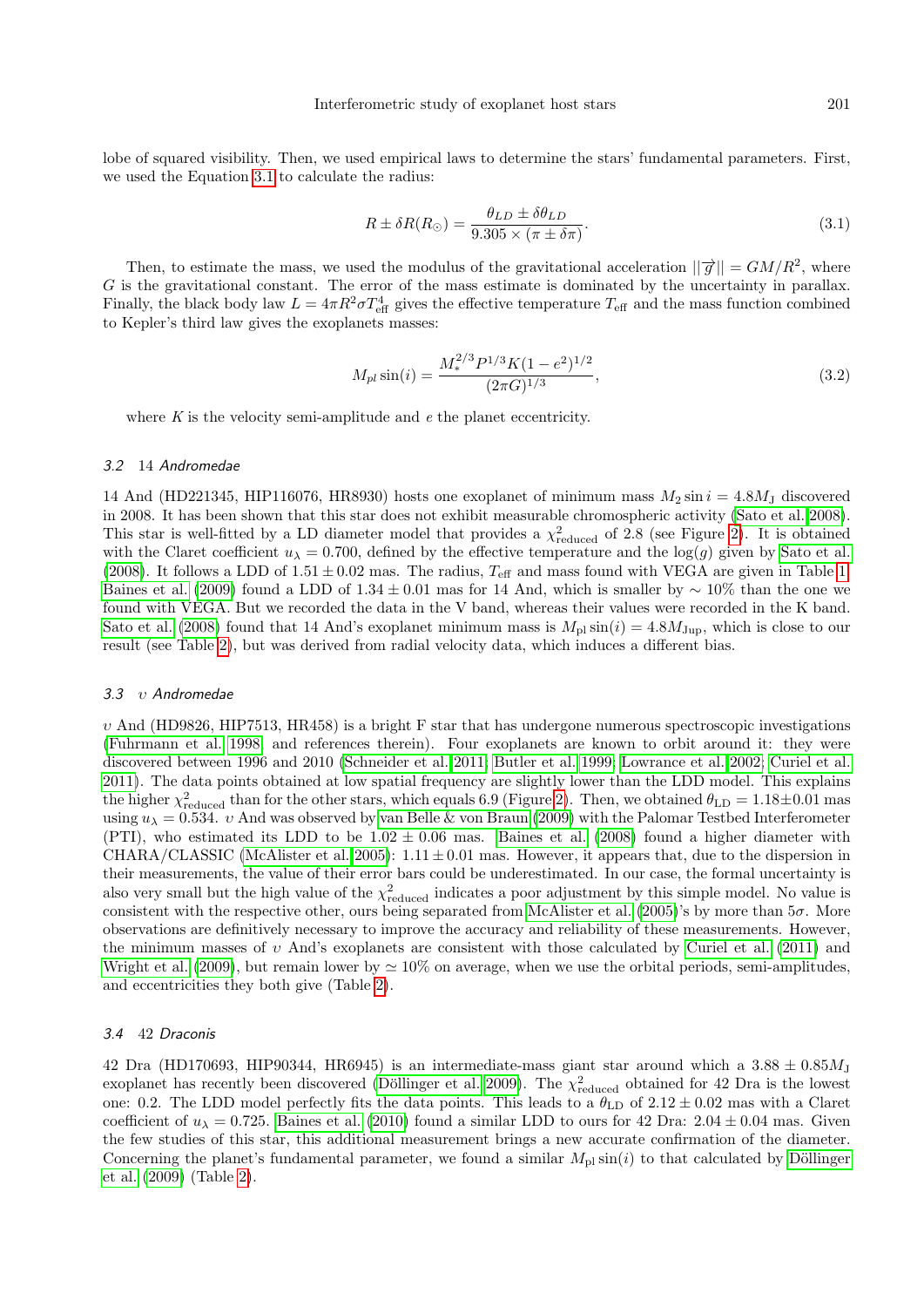lobe of squared visibility. Then, we used empirical laws to determine the stars' fundamental parameters. First, we used the Equation 3.1 to calculate the radius:

$$R \pm \delta R(R_{\odot}) = \frac{\theta_{LD} \pm \delta\theta_{LD}}{9.305 \times (\pi \pm \delta\pi)}. \tag{3.1}$$

Then, to estimate the mass, we used the modulus of the gravitational acceleration $||\overrightarrow{g}|| = GM/R^2$, where $G$ is the gravitational constant. The error of the mass estimate is dominated by the uncertainty in parallax. Finally, the black body law $L = 4\pi R^2 \sigma T_{\rm eff}^4$ gives the effective temperature $T_{\rm eff}$ and the mass function combined to Kepler's third law gives the exoplanets masses:

$$M_{pl}\sin(i) = \frac{M_*^{2/3} P^{1/3} K (1-e^2)^{1/2}}{(2\pi G)^{1/3}}, \tag{3.2}$$

where $K$ is the velocity semi-amplitude and $e$ the planet eccentricity.

### 3.2 14 Andromedae

14 And (HD221345, HIP116076, HR8930) hosts one exoplanet of minimum mass $M_2 \sin i = 4.8 M_{\rm J}$ discovered in 2008. It has been shown that this star does not exhibit measurable chromospheric activity (Sato et al. 2008). This star is well-fitted by a LD diameter model that provides a $\chi^2_{\rm reduced}$ of 2.8 (see Figure 2). It is obtained with the Claret coefficient $u_\lambda = 0.700$, defined by the effective temperature and the $\log(g)$ given by Sato et al. (2008). It follows a LDD of $1.51 \pm 0.02$ mas. The radius, $T_{\rm eff}$ and mass found with VEGA are given in Table 1. Baines et al. (2009) found a LDD of $1.34 \pm 0.01$ mas for 14 And, which is smaller by $\sim 10\%$ than the one we found with VEGA. But we recorded the data in the V band, whereas their values were recorded in the K band. Sato et al. (2008) found that 14 And's exoplanet minimum mass is $M_{\rm pl}\sin(i) = 4.8 M_{\rm Jup}$, which is close to our result (see Table 2), but was derived from radial velocity data, which induces a different bias.

### 3.3 $\upsilon$ Andromedae

$\upsilon$ And (HD9826, HIP7513, HR458) is a bright F star that has undergone numerous spectroscopic investigations (Fuhrmann et al. 1998, and references therein). Four exoplanets are known to orbit around it: they were discovered between 1996 and 2010 (Schneider et al. 2011; Butler et al. 1999; Lowrance et al. 2002; Curiel et al. 2011). The data points obtained at low spatial frequency are slightly lower than the LDD model. This explains the higher $\chi^2_{\rm reduced}$ than for the other stars, which equals 6.9 (Figure 2). Then, we obtained $\theta_{\rm LD} = 1.18 \pm 0.01$ mas using $u_\lambda = 0.534$. $\upsilon$ And was observed by van Belle & von Braun (2009) with the Palomar Testbed Interferometer (PTI), who estimated its LDD to be $1.02 \pm 0.06$ mas. Baines et al. (2008) found a higher diameter with CHARA/CLASSIC (McAlister et al. 2005): $1.11 \pm 0.01$ mas. However, it appears that, due to the dispersion in their measurements, the value of their error bars could be underestimated. In our case, the formal uncertainty is also very small but the high value of the $\chi^2_{\rm reduced}$ indicates a poor adjustment by this simple model. No value is consistent with the respective other, ours being separated from McAlister et al. (2005)'s by more than $5\sigma$. More observations are definitively necessary to improve the accuracy and reliability of these measurements. However, the minimum masses of $\upsilon$ And's exoplanets are consistent with those calculated by Curiel et al. (2011) and Wright et al. (2009), but remain lower by $\simeq 10\%$ on average, when we use the orbital periods, semi-amplitudes, and eccentricities they both give (Table 2).

### 3.4 42 Draconis

42 Dra (HD170693, HIP90344, HR6945) is an intermediate-mass giant star around which a $3.88 \pm 0.85 M_{\rm J}$ exoplanet has recently been discovered (Döllinger et al. 2009). The $\chi^2_{\rm reduced}$ obtained for 42 Dra is the lowest one: 0.2. The LDD model perfectly fits the data points. This leads to a $\theta_{\rm LD}$ of $2.12 \pm 0.02$ mas with a Claret coefficient of $u_\lambda = 0.725$. Baines et al. (2010) found a similar LDD to ours for 42 Dra: $2.04 \pm 0.04$ mas. Given the few studies of this star, this additional measurement brings a new accurate confirmation of the diameter. Concerning the planet's fundamental parameter, we found a similar $M_{\rm pl}\sin(i)$ to that calculated by Döllinger et al. (2009) (Table 2).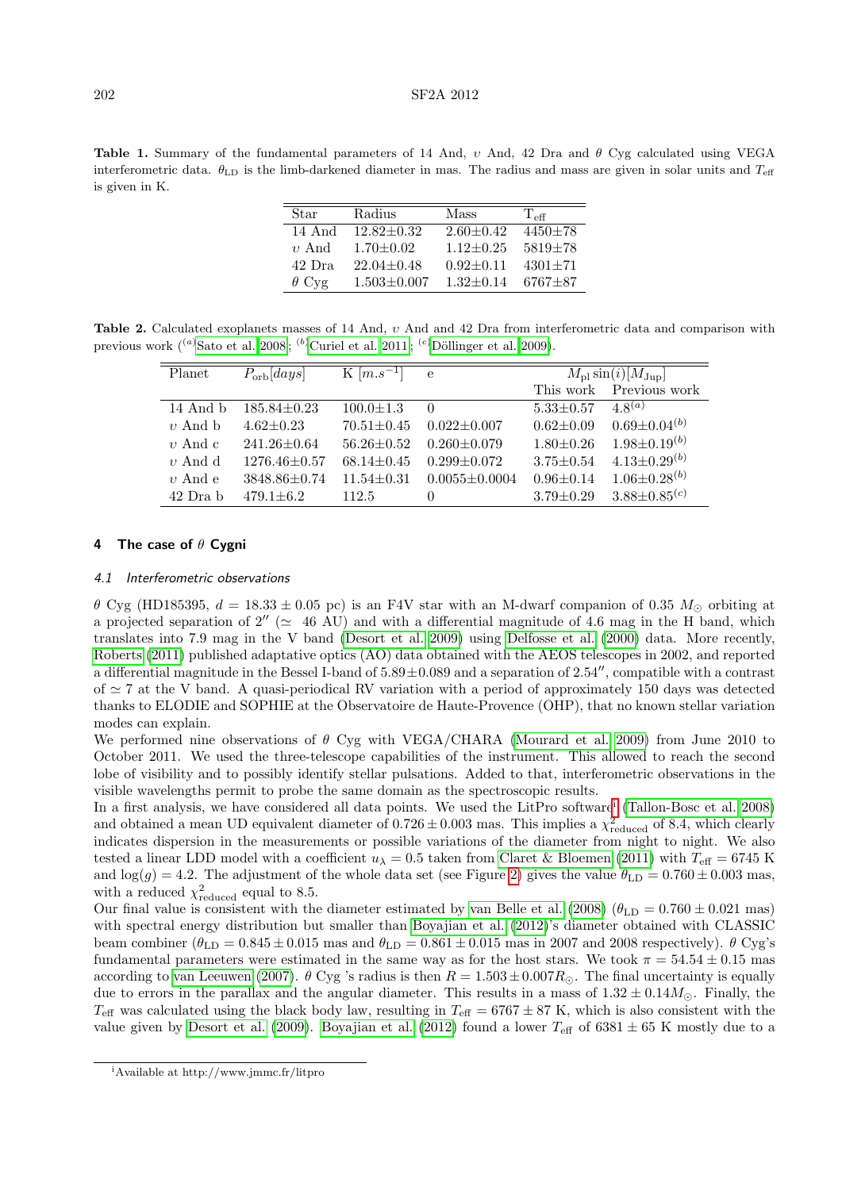**Table 1.** Summary of the fundamental parameters of 14 And, $\upsilon$ And, 42 Dra and $\theta$ Cyg calculated using VEGA interferometric data. $\theta_{\rm LD}$ is the limb-darkened diameter in mas. The radius and mass are given in solar units and $T_{\rm eff}$ is given in K.

| Star | Radius | Mass | $T_{\rm eff}$ |
|---|---|---|---|
| 14 And | 12.82±0.32 | 2.60±0.42 | 4450±78 |
| $\upsilon$ And | 1.70±0.02 | 1.12±0.25 | 5819±78 |
| 42 Dra | 22.04±0.48 | 0.92±0.11 | 4301±71 |
| $\theta$ Cyg | 1.503±0.007 | 1.32±0.14 | 6767±87 |

**Table 2.** Calculated exoplanets masses of 14 And, $\upsilon$ And and 42 Dra from interferometric data and comparison with previous work ([a]Sato et al. 2008; [b]Curiel et al. 2011; [c]Döllinger et al. 2009).

| Planet | $P_{\rm orb}[days]$ | K $[m.s^{-1}]$ | e | $M_{\rm pl}\sin(i)[M_{\rm Jup}]$ | |
|---|---|---|---|---|---|
| | | | | This work | Previous work |
| 14 And b | 185.84±0.23 | 100.0±1.3 | 0 | 5.33±0.57 | 4.8[a] |
| $\upsilon$ And b | 4.62±0.23 | 70.51±0.45 | 0.022±0.007 | 0.62±0.09 | 0.69±0.04[b] |
| $\upsilon$ And c | 241.26±0.64 | 56.26±0.52 | 0.260±0.079 | 1.80±0.26 | 1.98±0.19[b] |
| $\upsilon$ And d | 1276.46±0.57 | 68.14±0.45 | 0.299±0.072 | 3.75±0.54 | 4.13±0.29[b] |
| $\upsilon$ And e | 3848.86±0.74 | 11.54±0.31 | 0.0055±0.0004 | 0.96±0.14 | 1.06±0.28[b] |
| 42 Dra b | 479.1±6.2 | 112.5 | 0 | 3.79±0.29 | 3.88±0.85[c] |

## 4 The case of $\theta$ Cygni

### 4.1 Interferometric observations

$\theta$ Cyg (HD185395, $d = 18.33 \pm 0.05$ pc) is an F4V star with an M-dwarf companion of 0.35 $M_\odot$ orbiting at a projected separation of $2''$ ($\simeq$ 46 AU) and with a differential magnitude of 4.6 mag in the H band, which translates into 7.9 mag in the V band (Desort et al. 2009) using Delfosse et al. (2000) data. More recently, Roberts (2011) published adaptative optics (AO) data obtained with the AEOS telescopes in 2002, and reported a differential magnitude in the Bessel I-band of $5.89 \pm 0.089$ and a separation of $2.54''$, compatible with a contrast of $\simeq 7$ at the V band. A quasi-periodical RV variation with a period of approximately 150 days was detected thanks to ELODIE and SOPHIE at the Observatoire de Haute-Provence (OHP), that no known stellar variation modes can explain.

We performed nine observations of $\theta$ Cyg with VEGA/CHARA (Mourard et al. 2009) from June 2010 to October 2011. We used the three-telescope capabilities of the instrument. This allowed to reach the second lobe of visibility and to possibly identify stellar pulsations. Added to that, interferometric observations in the visible wavelengths permit to probe the same domain as the spectroscopic results.

In a first analysis, we have considered all data points. We used the LitPro software[i] (Tallon-Bosc et al. 2008) and obtained a mean UD equivalent diameter of $0.726 \pm 0.003$ mas. This implies a $\chi^2_{\rm reduced}$ of 8.4, which clearly indicates dispersion in the measurements or possible variations of the diameter from night to night. We also tested a linear LDD model with a coefficient $u_\lambda = 0.5$ taken from Claret & Bloemen (2011) with $T_{\rm eff} = 6745$ K and $\log(g) = 4.2$. The adjustment of the whole data set (see Figure 2) gives the value $\theta_{\rm LD} = 0.760 \pm 0.003$ mas, with a reduced $\chi^2_{\rm reduced}$ equal to 8.5.

Our final value is consistent with the diameter estimated by van Belle et al. (2008) ($\theta_{\rm LD} = 0.760 \pm 0.021$ mas) with spectral energy distribution but smaller than Boyajian et al. (2012)'s diameter obtained with CLASSIC beam combiner ($\theta_{\rm LD} = 0.845 \pm 0.015$ mas and $\theta_{\rm LD} = 0.861 \pm 0.015$ mas in 2007 and 2008 respectively). $\theta$ Cyg's fundamental parameters were estimated in the same way as for the host stars. We took $\pi = 54.54 \pm 0.15$ mas according to van Leeuwen (2007). $\theta$ Cyg 's radius is then $R = 1.503 \pm 0.007 R_\odot$. The final uncertainty is equally due to errors in the parallax and the angular diameter. This results in a mass of $1.32 \pm 0.14 M_\odot$. Finally, the $T_{\rm eff}$ was calculated using the black body law, resulting in $T_{\rm eff} = 6767 \pm 87$ K, which is also consistent with the value given by Desort et al. (2009). Boyajian et al. (2012) found a lower $T_{\rm eff}$ of $6381 \pm 65$ K mostly due to a

[i]Available at http://www.jmmc.fr/litpro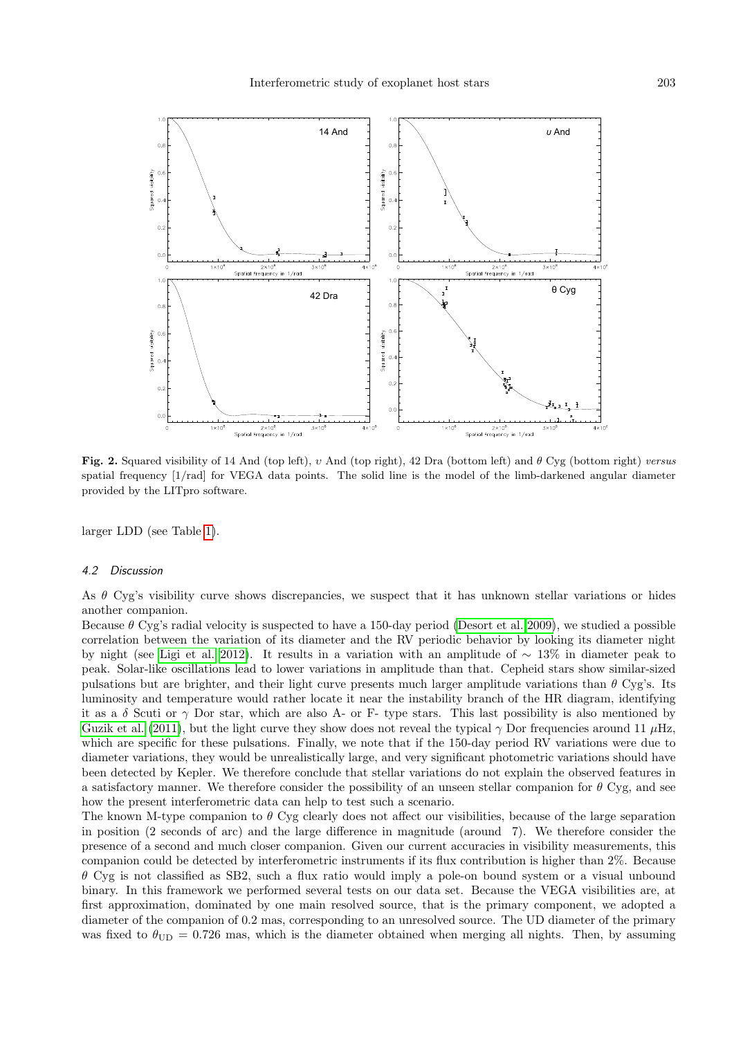**Fig. 2.** Squared visibility of 14 And (top left), $\upsilon$ And (top right), 42 Dra (bottom left) and $\theta$ Cyg (bottom right) *versus* spatial frequency [1/rad] for VEGA data points. The solid line is the model of the limb-darkened angular diameter provided by the LITpro software.

larger LDD (see Table 1).

### 4.2 Discussion

As $\theta$ Cyg's visibility curve shows discrepancies, we suspect that it has unknown stellar variations or hides another companion.

Because $\theta$ Cyg's radial velocity is suspected to have a 150-day period (Desort et al. 2009), we studied a possible correlation between the variation of its diameter and the RV periodic behavior by looking its diameter night by night (see Ligi et al. 2012). It results in a variation with an amplitude of $\sim$ 13% in diameter peak to peak. Solar-like oscillations lead to lower variations in amplitude than that. Cepheid stars show similar-sized pulsations but are brighter, and their light curve presents much larger amplitude variations than $\theta$ Cyg's. Its luminosity and temperature would rather locate it near the instability branch of the HR diagram, identifying it as a $\delta$ Scuti or $\gamma$ Dor star, which are also A- or F- type stars. This last possibility is also mentioned by Guzik et al. (2011), but the light curve they show does not reveal the typical $\gamma$ Dor frequencies around 11 $\mu$Hz, which are specific for these pulsations. Finally, we note that if the 150-day period RV variations were due to diameter variations, they would be unrealistically large, and very significant photometric variations should have been detected by Kepler. We therefore conclude that stellar variations do not explain the observed features in a satisfactory manner. We therefore consider the possibility of an unseen stellar companion for $\theta$ Cyg, and see how the present interferometric data can help to test such a scenario.

The known M-type companion to $\theta$ Cyg clearly does not affect our visibilities, because of the large separation in position (2 seconds of arc) and the large difference in magnitude (around 7). We therefore consider the presence of a second and much closer companion. Given our current accuracies in visibility measurements, this companion could be detected by interferometric instruments if its flux contribution is higher than 2%. Because $\theta$ Cyg is not classified as SB2, such a flux ratio would imply a pole-on bound system or a visual unbound binary. In this framework we performed several tests on our data set. Because the VEGA visibilities are, at first approximation, dominated by one main resolved source, that is the primary component, we adopted a diameter of the companion of 0.2 mas, corresponding to an unresolved source. The UD diameter of the primary was fixed to $\theta_{\rm UD}$ = 0.726 mas, which is the diameter obtained when merging all nights. Then, by assuming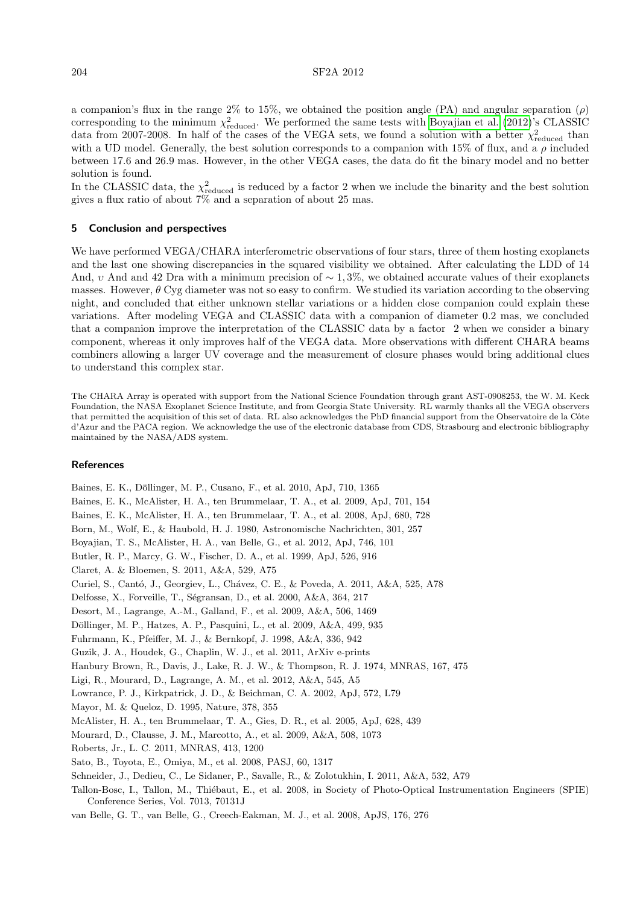a companion's flux in the range 2% to 15%, we obtained the position angle (PA) and angular separation ($\rho$) corresponding to the minimum $\chi^2_{\text{reduced}}$. We performed the same tests with Boyajian et al. (2012)'s CLASSIC data from 2007-2008. In half of the cases of the VEGA sets, we found a solution with a better $\chi^2_{\text{reduced}}$ than with a UD model. Generally, the best solution corresponds to a companion with 15% of flux, and a $\rho$ included between 17.6 and 26.9 mas. However, in the other VEGA cases, the data do fit the binary model and no better solution is found.
In the CLASSIC data, the $\chi^2_{\text{reduced}}$ is reduced by a factor 2 when we include the binarity and the best solution gives a flux ratio of about 7% and a separation of about 25 mas.

## 5 Conclusion and perspectives

We have performed VEGA/CHARA interferometric observations of four stars, three of them hosting exoplanets and the last one showing discrepancies in the squared visibility we obtained. After calculating the LDD of 14 And, $\upsilon$ And and 42 Dra with a minimum precision of $\sim 1,3\%$, we obtained accurate values of their exoplanets masses. However, $\theta$ Cyg diameter was not so easy to confirm. We studied its variation according to the observing night, and concluded that either unknown stellar variations or a hidden close companion could explain these variations. After modeling VEGA and CLASSIC data with a companion of diameter 0.2 mas, we concluded that a companion improve the interpretation of the CLASSIC data by a factor 2 when we consider a binary component, whereas it only improves half of the VEGA data. More observations with different CHARA beams combiners allowing a larger UV coverage and the measurement of closure phases would bring additional clues to understand this complex star.

The CHARA Array is operated with support from the National Science Foundation through grant AST-0908253, the W. M. Keck Foundation, the NASA Exoplanet Science Institute, and from Georgia State University. RL warmly thanks all the VEGA observers that permitted the acquisition of this set of data. RL also acknowledges the PhD financial support from the Observatoire de la Côte d'Azur and the PACA region. We acknowledge the use of the electronic database from CDS, Strasbourg and electronic bibliography maintained by the NASA/ADS system.

## References

Baines, E. K., Döllinger, M. P., Cusano, F., et al. 2010, ApJ, 710, 1365

Baines, E. K., McAlister, H. A., ten Brummelaar, T. A., et al. 2009, ApJ, 701, 154

Baines, E. K., McAlister, H. A., ten Brummelaar, T. A., et al. 2008, ApJ, 680, 728

Born, M., Wolf, E., & Haubold, H. J. 1980, Astronomische Nachrichten, 301, 257

Boyajian, T. S., McAlister, H. A., van Belle, G., et al. 2012, ApJ, 746, 101

Butler, R. P., Marcy, G. W., Fischer, D. A., et al. 1999, ApJ, 526, 916

Claret, A. & Bloemen, S. 2011, A&A, 529, A75

Curiel, S., Cantó, J., Georgiev, L., Chávez, C. E., & Poveda, A. 2011, A&A, 525, A78

Delfosse, X., Forveille, T., Ségransan, D., et al. 2000, A&A, 364, 217

Desort, M., Lagrange, A.-M., Galland, F., et al. 2009, A&A, 506, 1469

Döllinger, M. P., Hatzes, A. P., Pasquini, L., et al. 2009, A&A, 499, 935

Fuhrmann, K., Pfeiffer, M. J., & Bernkopf, J. 1998, A&A, 336, 942

Guzik, J. A., Houdek, G., Chaplin, W. J., et al. 2011, ArXiv e-prints

Hanbury Brown, R., Davis, J., Lake, R. J. W., & Thompson, R. J. 1974, MNRAS, 167, 475

Ligi, R., Mourard, D., Lagrange, A. M., et al. 2012, A&A, 545, A5

Lowrance, P. J., Kirkpatrick, J. D., & Beichman, C. A. 2002, ApJ, 572, L79

Mayor, M. & Queloz, D. 1995, Nature, 378, 355

McAlister, H. A., ten Brummelaar, T. A., Gies, D. R., et al. 2005, ApJ, 628, 439

Mourard, D., Clausse, J. M., Marcotto, A., et al. 2009, A&A, 508, 1073

Roberts, Jr., L. C. 2011, MNRAS, 413, 1200

Sato, B., Toyota, E., Omiya, M., et al. 2008, PASJ, 60, 1317

Schneider, J., Dedieu, C., Le Sidaner, P., Savalle, R., & Zolotukhin, I. 2011, A&A, 532, A79

Tallon-Bosc, I., Tallon, M., Thiébaut, E., et al. 2008, in Society of Photo-Optical Instrumentation Engineers (SPIE) Conference Series, Vol. 7013, 70131J

van Belle, G. T., van Belle, G., Creech-Eakman, M. J., et al. 2008, ApJS, 176, 276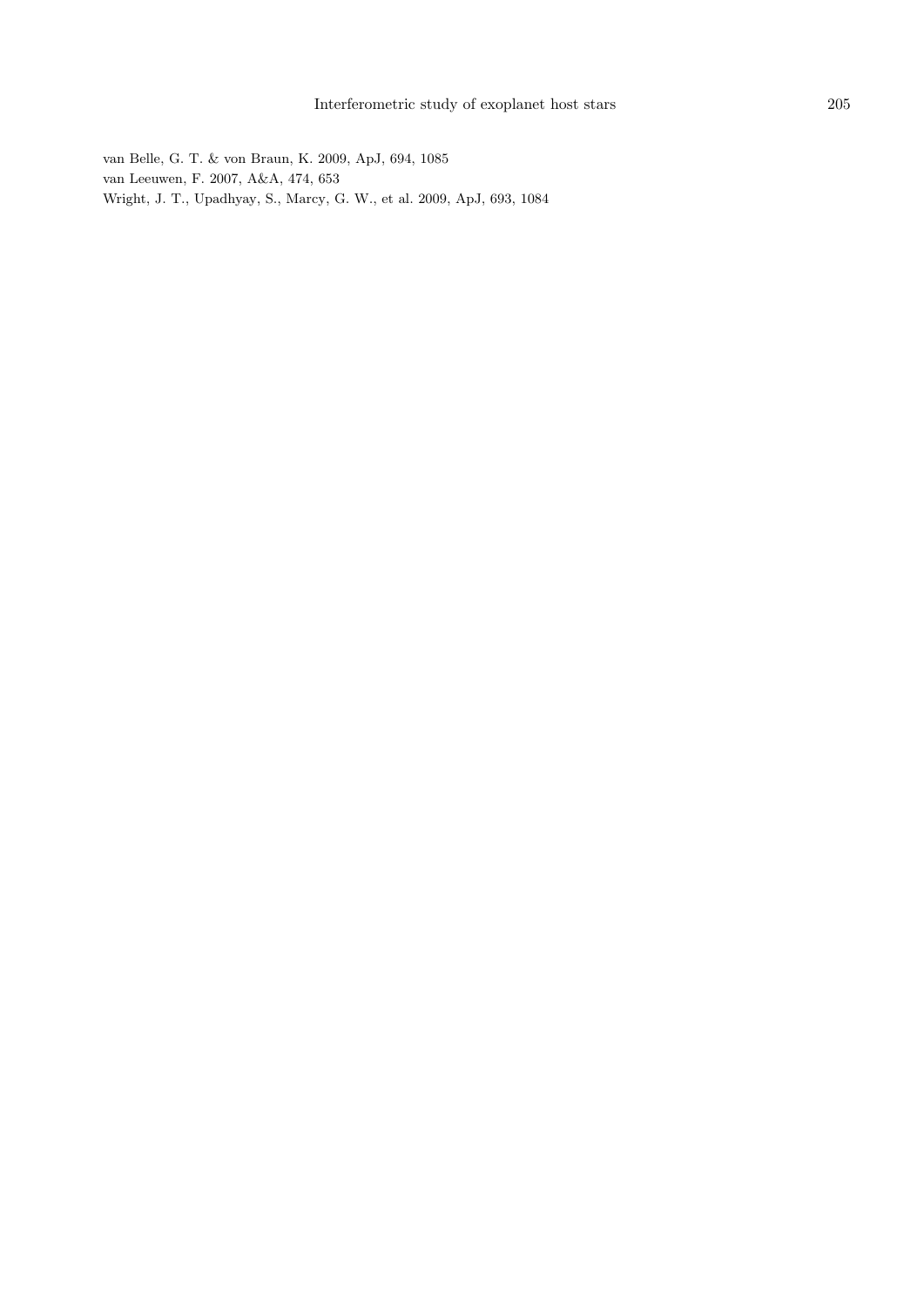van Belle, G. T. & von Braun, K. 2009, ApJ, 694, 1085
van Leeuwen, F. 2007, A&A, 474, 653
Wright, J. T., Upadhyay, S., Marcy, G. W., et al. 2009, ApJ, 693, 1084